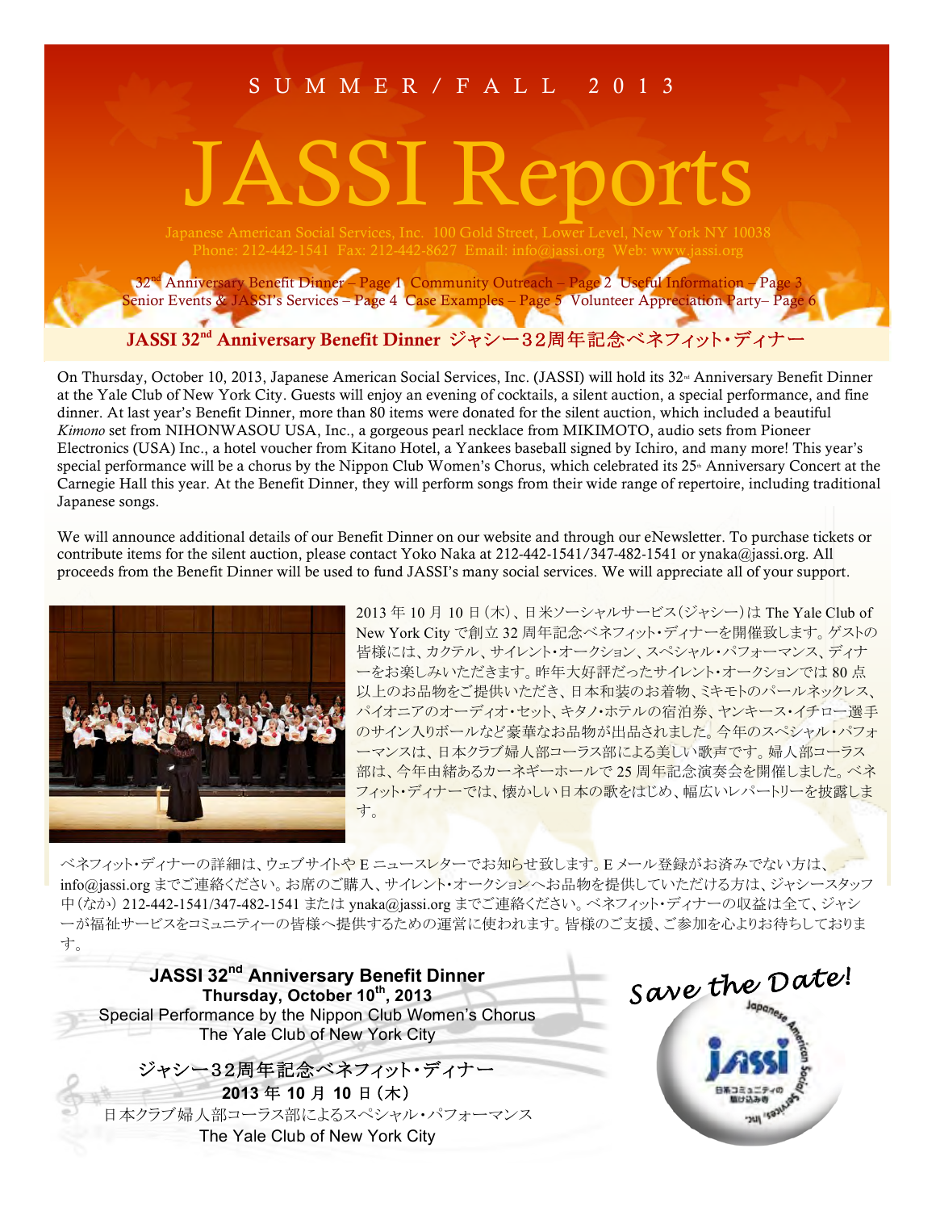SUMMER/FALL 2013

# JASSI Reports

Japanese American Social Services, Inc. 100 Gold Street, Lower Level, New York NY 10038
Phone: 212-442-1541 Fax: 212-442-8627 Email: info@jassi.org Web: www.jassi.org

32nd Anniversary Benefit Dinner – Page 1 Community Outreach – Page 2 Useful Information – Page 3
Senior Events & JASSI's Services – Page 4 Case Examples – Page 5 Volunteer Appreciation Party– Page 6

## JASSI 32nd Anniversary Benefit Dinner ジャシー32周年記念ベネフィット・ディナー

On Thursday, October 10, 2013, Japanese American Social Services, Inc. (JASSI) will hold its 32nd Anniversary Benefit Dinner at the Yale Club of New York City. Guests will enjoy an evening of cocktails, a silent auction, a special performance, and fine dinner. At last year's Benefit Dinner, more than 80 items were donated for the silent auction, which included a beautiful *Kimono* set from NIHONWASOU USA, Inc., a gorgeous pearl necklace from MIKIMOTO, audio sets from Pioneer Electronics (USA) Inc., a hotel voucher from Kitano Hotel, a Yankees baseball signed by Ichiro, and many more! This year's special performance will be a chorus by the Nippon Club Women's Chorus, which celebrated its 25th Anniversary Concert at the Carnegie Hall this year. At the Benefit Dinner, they will perform songs from their wide range of repertoire, including traditional Japanese songs.

We will announce additional details of our Benefit Dinner on our website and through our eNewsletter. To purchase tickets or contribute items for the silent auction, please contact Yoko Naka at 212-442-1541/347-482-1541 or ynaka@jassi.org. All proceeds from the Benefit Dinner will be used to fund JASSI's many social services. We will appreciate all of your support.

2013年10月10日(木)、日米ソーシャルサービス(ジャシー)はThe Yale Club of New York Cityで創立32周年記念ベネフィット・ディナーを開催致します。ゲストの皆様には、カクテル、サイレント・オークション、スペシャル・パフォーマンス、ディナーをお楽しみいただきます。昨年大好評だったサイレント・オークションでは80点以上のお品物をご提供いただき、日本和装のお着物、ミキモトのパールネックレス、パイオニアのオーディオ・セット、キタノ・ホテルの宿泊券、ヤンキース・イチロー選手のサイン入りボールなど豪華なお品物が出品されました。今年のスペシャル・パフォーマンスは、日本クラブ婦人部コーラス部による美しい歌声です。婦人部コーラス部は、今年由緒あるカーネギーホールで25周年記念演奏会を開催しました。ベネフィット・ディナーでは、懐かしい日本の歌をはじめ、幅広いレパートリーを披露します。

ベネフィット・ディナーの詳細は、ウェブサイトやEニュースレターでお知らせ致します。Eメール登録がお済みでない方は、info@jassi.orgまでご連絡ください。お席のご購入、サイレント・オークションへお品物を提供していただける方は、ジャシースタッフ中(なか) 212-442-1541/347-482-1541 または ynaka@jassi.org までご連絡ください。ベネフィット・ディナーの収益は全て、ジャシーが福祉サービスをコミュニティーの皆様へ提供するための運営に使われます。皆様のご支援、ご参加を心よりお待ちしております。

**JASSI 32nd Anniversary Benefit Dinner**
**Thursday, October 10th, 2013**
Special Performance by the Nippon Club Women's Chorus
The Yale Club of New York City

ジャシー32周年記念ベネフィット・ディナー
**2013年10月10日(木)**
日本クラブ婦人部コーラス部によるスペシャル・パフォーマンス
The Yale Club of New York City

*Save the Date!*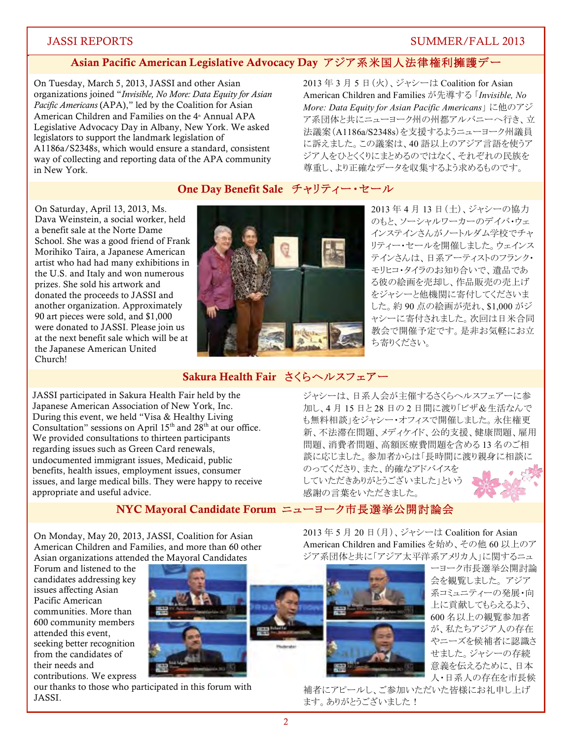## Asian Pacific American Legislative Advocacy Day アジア系米国人法律権利擁護デー

On Tuesday, March 5, 2013, JASSI and other Asian organizations joined "*Invisible, No More: Data Equity for Asian Pacific Americans* (APA)," led by the Coalition for Asian American Children and Families on the 4th Annual APA Legislative Advocacy Day in Albany, New York. We asked legislators to support the landmark legislation of A1186a/S2348s, which would ensure a standard, consistent way of collecting and reporting data of the APA community in New York.

2013 年 3 月 5 日（火）、ジャシーは Coalition for Asian American Children and Families が先導する「*Invisible, No More: Data Equity for Asian Pacific Americans*」に他のアジア系団体と共にニューヨーク州の州都アルバニーへ行き、立法議案（A1186a/S2348s）を支援するようニューヨーク州議員に訴えました。この議案は、40 語以上のアジア言語を使うアジア人をひとくくりにまとめるのではなく、それぞれの民族を尊重し、より正確なデータを収集するよう求めるものです。

## One Day Benefit Sale チャリティー・セール

On Saturday, April 13, 2013, Ms. Dava Weinstein, a social worker, held a benefit sale at the Norte Dame School. She was a good friend of Frank Morihiko Taira, a Japanese American artist who had had many exhibitions in the U.S. and Italy and won numerous prizes. She sold his artwork and donated the proceeds to JASSI and another organization. Approximately 90 art pieces were sold, and $1,000 were donated to JASSI. Please join us at the next benefit sale which will be at the Japanese American United Church!

2013 年 4 月 13 日（土）、ジャシーの協力のもと、ソーシャルワーカーのデイバ・ウェインステインさんがノートルダム学校でチャリティー・セールを開催しました。ウェインステインさんは、日系アーティストのフランク・モリヒコ・タイラのお知り合いで、遺品である彼の絵画を売却し、作品販売の売上げをジャシーと他機関に寄付してくださいました。約 90 点の絵画が売れ、$1,000 がジャシーに寄付されました。次回は日米合同教会で開催予定です。是非お気軽にお立ち寄りください。

## Sakura Health Fair さくらヘルスフェアー

JASSI participated in Sakura Health Fair held by the Japanese American Association of New York, Inc. During this event, we held "Visa & Healthy Living Consultation" sessions on April 15th and 28th at our office. We provided consultations to thirteen participants regarding issues such as Green Card renewals, undocumented immigrant issues, Medicaid, public benefits, health issues, employment issues, consumer issues, and large medical bills. They were happy to receive appropriate and useful advice.

ジャシーは、日系人会が主催するさくらヘルスフェアーに参加し、4 月 15 日と 28 日の 2 日間に渡り「ビザ＆生活なんでも無料相談」をジャシー・オフィスで開催しました。永住権更新、不法滞在問題、メディケイド、公的支援、健康問題、雇用問題、消費者問題、高額医療費問題を含める 13 名のご相談に応じました。参加者からは「長時間に渡り親身に相談にのってくださり、また、的確なアドバイスをしていただきありがとうございました」という感謝の言葉をいただきました。

## NYC Mayoral Candidate Forum ニューヨーク市長選挙公開討論会

On Monday, May 20, 2013, JASSI, Coalition for Asian American Children and Families, and more than 60 other Asian organizations attended the Mayoral Candidates Forum and listened to the candidates addressing key issues affecting Asian Pacific American communities. More than 600 community members attended this event, seeking better recognition from the candidates of their needs and contributions. We express our thanks to those who participated in this forum with JASSI.

2013 年 5 月 20 日（月）、ジャシーは Coalition for Asian American Children and Families を始め、その他 60 以上のアジア系団体と共に「アジア太平洋系アメリカ人」に関するニューヨーク市長選挙公開討論会を観覧しました。アジア系コミュニティーの発展・向上に貢献してもらえるよう、600 名以上の観覧参加者が、私たちアジア人の存在やニーズを候補者に認識させました。ジャシーの存続意義を伝えるために、日本人・日系人の存在を市長候補者にアピールし、ご参加いただいた皆様にお礼申し上げます。ありがとうございました！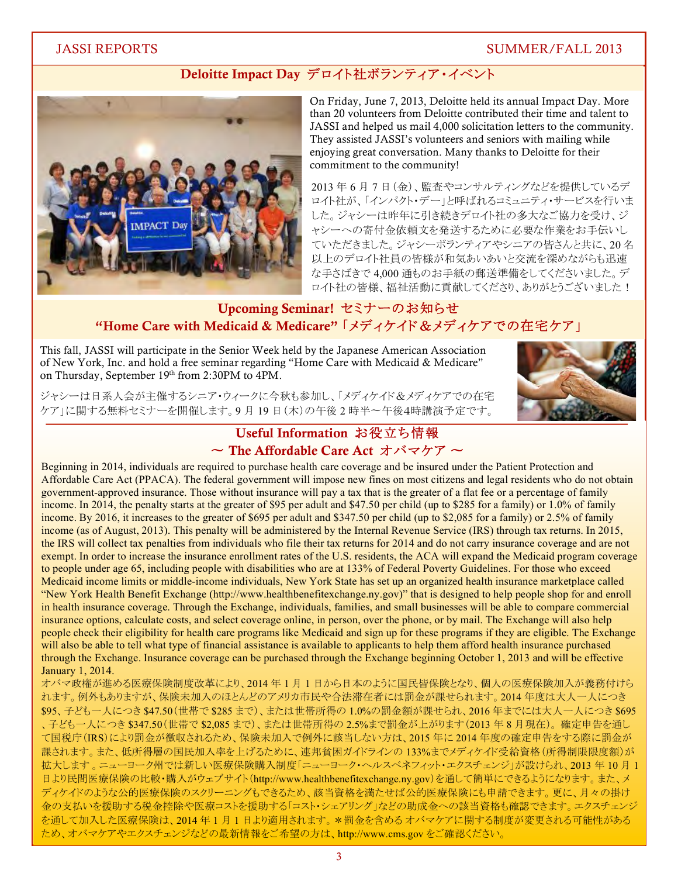## Deloitte Impact Day デロイト社ボランティア・イベント

On Friday, June 7, 2013, Deloitte held its annual Impact Day. More than 20 volunteers from Deloitte contributed their time and talent to JASSI and helped us mail 4,000 solicitation letters to the community. They assisted JASSI's volunteers and seniors with mailing while enjoying great conversation. Many thanks to Deloitte for their commitment to the community!

2013 年 6 月 7 日（金）、監査やコンサルティングなどを提供しているデロイト社が、「インパクト・デー」と呼ばれるコミュニティ・サービスを行いました。ジャシーは昨年に引き続きデロイト社の多大なご協力を受け、ジャシーへの寄付金依頼文を発送するために必要な作業をお手伝いしていただきました。ジャシーボランティアやシニアの皆さんと共に、20 名以上のデロイト社員の皆様が和気あいあいと交流を深めながらも迅速な手さばきで 4,000 通ものお手紙の郵送準備をしてくださいました。デロイト社の皆様、福祉活動に貢献してくださり、ありがとうございました！

## Upcoming Seminar! セミナーのお知らせ
## "Home Care with Medicaid & Medicare"「メディケイド＆メディケアでの在宅ケア」

This fall, JASSI will participate in the Senior Week held by the Japanese American Association of New York, Inc. and hold a free seminar regarding "Home Care with Medicaid & Medicare" on Thursday, September 19th from 2:30PM to 4PM.

ジャシーは日系人会が主催するシニア・ウィークに今秋も参加し、「メディケイド＆メディケアでの在宅ケア」に関する無料セミナーを開催します。9 月 19 日（木）の午後 2 時半～午後4時講演予定です。

## Useful Information お役立ち情報
## ～ The Affordable Care Act オバマケア ～

Beginning in 2014, individuals are required to purchase health care coverage and be insured under the Patient Protection and Affordable Care Act (PPACA). The federal government will impose new fines on most citizens and legal residents who do not obtain government-approved insurance. Those without insurance will pay a tax that is the greater of a flat fee or a percentage of family income. In 2014, the penalty starts at the greater of $95 per adult and $47.50 per child (up to $285 for a family) or 1.0% of family income. By 2016, it increases to the greater of $695 per adult and $347.50 per child (up to $2,085 for a family) or 2.5% of family income (as of August, 2013). This penalty will be administered by the Internal Revenue Service (IRS) through tax returns. In 2015, the IRS will collect tax penalties from individuals who file their tax returns for 2014 and do not carry insurance coverage and are not exempt. In order to increase the insurance enrollment rates of the U.S. residents, the ACA will expand the Medicaid program coverage to people under age 65, including people with disabilities who are at 133% of Federal Poverty Guidelines. For those who exceed Medicaid income limits or middle-income individuals, New York State has set up an organized health insurance marketplace called "New York Health Benefit Exchange (http://www.healthbenefitexchange.ny.gov)" that is designed to help people shop for and enroll in health insurance coverage. Through the Exchange, individuals, families, and small businesses will be able to compare commercial insurance options, calculate costs, and select coverage online, in person, over the phone, or by mail. The Exchange will also help people check their eligibility for health care programs like Medicaid and sign up for these programs if they are eligible. The Exchange will also be able to tell what type of financial assistance is available to applicants to help them afford health insurance purchased through the Exchange. Insurance coverage can be purchased through the Exchange beginning October 1, 2013 and will be effective January 1, 2014.

オバマ政権が進める医療保険制度改革により、2014 年 1 月 1 日から日本のように国民皆保険となり、個人の医療保険加入が義務付けられます。例外もありますが、保険未加入のほとんどのアメリカ市民や合法滞在者には罰金が課せられます。2014 年度は大人一人につき $95、子ども一人につき $47.50（世帯で $285 まで）、または世帯所得の 1.0%の罰金額が課せられ、2016 年までには大人一人につき $695、子ども一人につき $347.50（世帯で $2,085 まで）、または世帯所得の 2.5%まで罰金が上がります（2013 年 8 月現在）。確定申告を通して国税庁（IRS）により罰金が徴収されるため、保険未加入で例外に該当しない方は、2015 年に 2014 年度の確定申告をする際に罰金が課されます。また、低所得層の国民加入率を上げるために、連邦貧困ガイドラインの 133%までメディケイド受給資格（所得制限限度額）が拡大します 。ニューヨーク州では新しい医療保険購入制度「ニューヨーク・ヘルスベネフィット・エクスチェンジ」が設けられ、2013 年 10 月 1 日より民間医療保険の比較・購入がウェブサイト（http://www.healthbenefitexchange.ny.gov）を通して簡単にできるようになります。また、メディケイドのような公的医療保険のスクリーニングもできるため、該当資格を満たせば公的医療保険にも申請できます。更に、月々の掛け金の支払いを援助する税金控除や医療コストを援助する「コスト・シェアリング」などの助成金への該当資格も確認できます。エクスチェンジを通して加入した医療保険は、2014 年 1 月 1 日より適用されます。＊罰金を含める オバマケアに関する制度が変更される可能性があるため、オバマケアやエクスチェンジなどの最新情報をご希望の方は、http://www.cms.gov をご確認ください。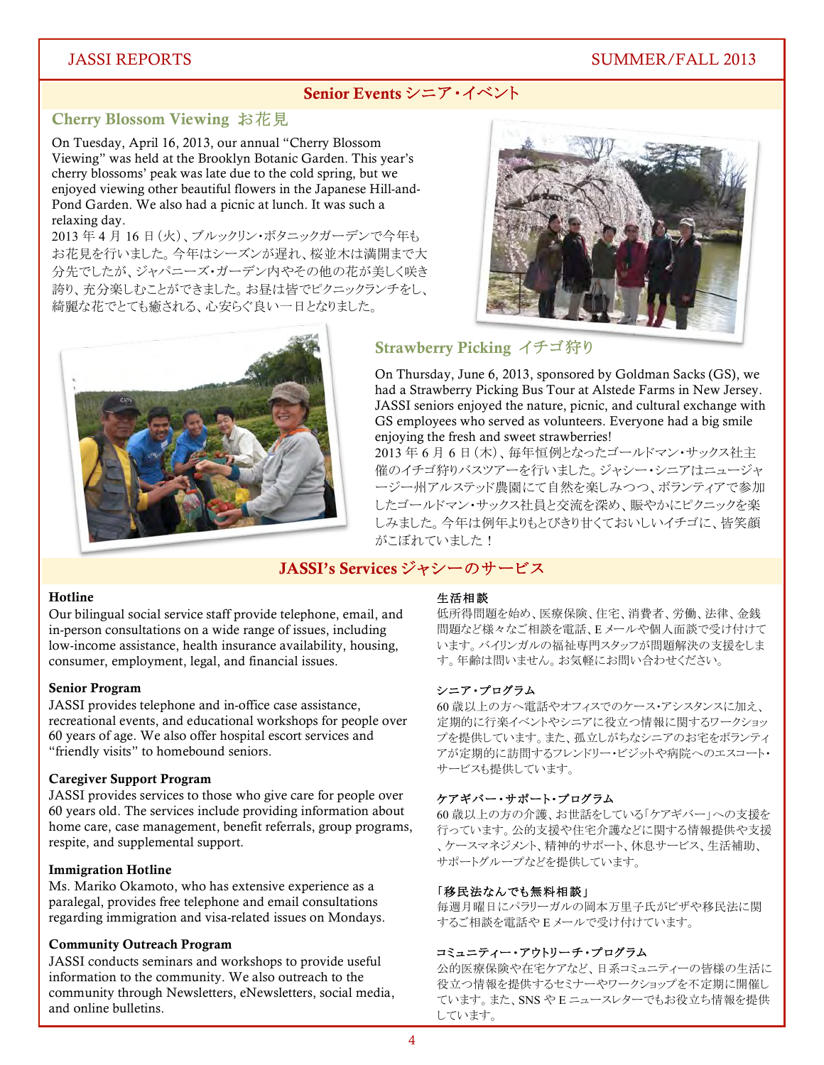## Senior Events シニア・イベント

### Cherry Blossom Viewing お花見

On Tuesday, April 16, 2013, our annual "Cherry Blossom Viewing" was held at the Brooklyn Botanic Garden. This year's cherry blossoms' peak was late due to the cold spring, but we enjoyed viewing other beautiful flowers in the Japanese Hill-and-Pond Garden. We also had a picnic at lunch. It was such a relaxing day.

2013 年 4 月 16 日（火）、ブルックリン・ボタニックガーデンで今年もお花見を行いました。今年はシーズンが遅れ、桜並木は満開まで大分先でしたが、ジャパニーズ・ガーデン内やその他の花が美しく咲き誇り、充分楽しむことができました。お昼は皆でピクニックランチをし、綺麗な花でとても癒される、心安らぐ良い一日となりました。

### Strawberry Picking イチゴ狩り

On Thursday, June 6, 2013, sponsored by Goldman Sacks (GS), we had a Strawberry Picking Bus Tour at Alstede Farms in New Jersey. JASSI seniors enjoyed the nature, picnic, and cultural exchange with GS employees who served as volunteers. Everyone had a big smile enjoying the fresh and sweet strawberries!

2013 年 6 月 6 日（木）、毎年恒例となったゴールドマン・サックス社主催のイチゴ狩りバスツアーを行いました。ジャシー・シニアはニュージャージー州アルステッド農園にて自然を楽しみつつ、ボランティアで参加したゴールドマン・サックス社員と交流を深め、賑やかにピクニックを楽しみました。今年は例年よりもとびきり甘くておいしいイチゴに、皆笑顔がこぼれていました！

## JASSI's Services ジャシーのサービス

**Hotline**

Our bilingual social service staff provide telephone, email, and in-person consultations on a wide range of issues, including low-income assistance, health insurance availability, housing, consumer, employment, legal, and financial issues.

**Senior Program**

JASSI provides telephone and in-office case assistance, recreational events, and educational workshops for people over 60 years of age. We also offer hospital escort services and "friendly visits" to homebound seniors.

**Caregiver Support Program**

JASSI provides services to those who give care for people over 60 years old. The services include providing information about home care, case management, benefit referrals, group programs, respite, and supplemental support.

**Immigration Hotline**

Ms. Mariko Okamoto, who has extensive experience as a paralegal, provides free telephone and email consultations regarding immigration and visa-related issues on Mondays.

**Community Outreach Program**

JASSI conducts seminars and workshops to provide useful information to the community. We also outreach to the community through Newsletters, eNewsletters, social media, and online bulletins.

**生活相談**

低所得問題を始め、医療保険、住宅、消費者、労働、法律、金銭問題など様々なご相談を電話、E メールや個人面談で受け付けています。バイリンガルの福祉専門スタッフが問題解決の支援をします。年齢は問いません。お気軽にお問い合わせください。

**シニア・プログラム**

60 歳以上の方へ電話やオフィスでのケース・アシスタンスに加え、定期的に行楽イベントやシニアに役立つ情報に関するワークショップを提供しています。また、孤立しがちなシニアのお宅をボランティアが定期的に訪問するフレンドリー・ビジットや病院へのエスコート・サービスも提供しています。

**ケアギバー・サポート・プログラム**

60 歳以上の方の介護、お世話をしている「ケアギバー」への支援を行っています。公的支援や住宅介護などに関する情報提供や支援、ケースマネジメント、精神的サポート、休息サービス、生活補助、サポートグループなどを提供しています。

**「移民法なんでも無料相談」**

毎週月曜日にパラリーガルの岡本万里子氏がビザや移民法に関するご相談を電話や E メールで受け付けています。

**コミュニティー・アウトリーチ・プログラム**

公的医療保険や在宅ケアなど、日系コミュニティーの皆様の生活に役立つ情報を提供するセミナーやワークショップを不定期に開催しています。また、SNS や E ニュースレターでもお役立ち情報を提供しています。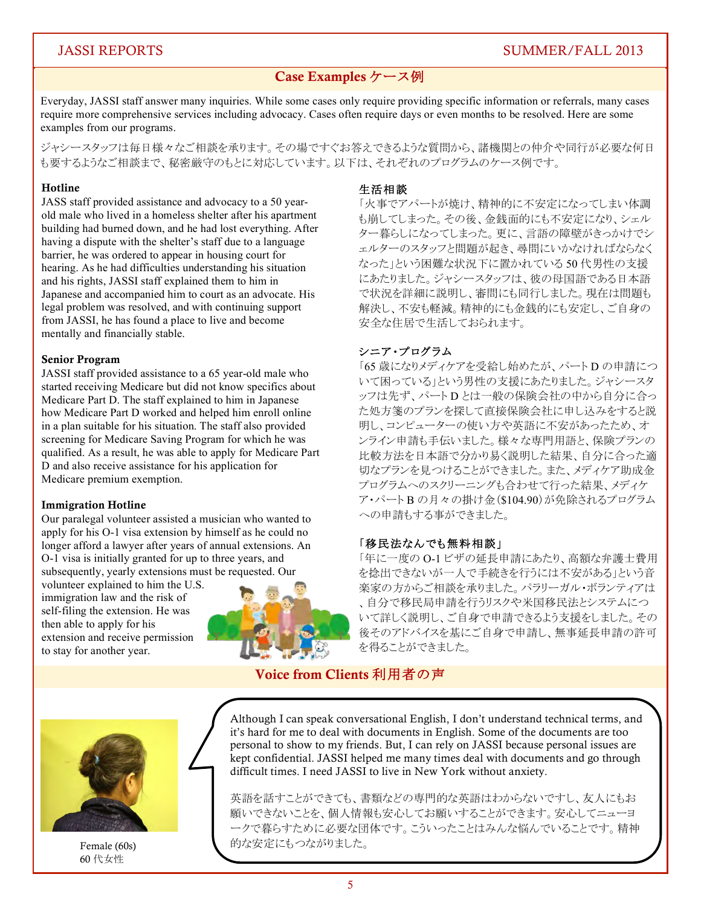## Case Examples ケース例

Everyday, JASSI staff answer many inquiries. While some cases only require providing specific information or referrals, many cases require more comprehensive services including advocacy. Cases often require days or even months to be resolved. Here are some examples from our programs.

ジャシースタッフは毎日様々なご相談を承ります。その場ですぐお答えできるような質問から、諸機関との仲介や同行が必要な何日も要するようなご相談まで、秘密厳守のもとに対応しています。以下は、それぞれのプログラムのケース例です。

### Hotline

JASS staff provided assistance and advocacy to a 50 year-old male who lived in a homeless shelter after his apartment building had burned down, and he had lost everything. After having a dispute with the shelter's staff due to a language barrier, he was ordered to appear in housing court for hearing. As he had difficulties understanding his situation and his rights, JASSI staff explained them to him in Japanese and accompanied him to court as an advocate. His legal problem was resolved, and with continuing support from JASSI, he has found a place to live and become mentally and financially stable.

### Senior Program

JASSI staff provided assistance to a 65 year-old male who started receiving Medicare but did not know specifics about Medicare Part D. The staff explained to him in Japanese how Medicare Part D worked and helped him enroll online in a plan suitable for his situation. The staff also provided screening for Medicare Saving Program for which he was qualified. As a result, he was able to apply for Medicare Part D and also receive assistance for his application for Medicare premium exemption.

### Immigration Hotline

Our paralegal volunteer assisted a musician who wanted to apply for his O-1 visa extension by himself as he could no longer afford a lawyer after years of annual extensions. An O-1 visa is initially granted for up to three years, and subsequently, yearly extensions must be requested. Our volunteer explained to him the U.S. immigration law and the risk of self-filing the extension. He was then able to apply for his extension and receive permission to stay for another year.

### 生活相談

「火事でアパートが焼け、精神的に不安定になってしまい体調も崩してしまった。その後、金銭面的にも不安定になり、シェルター暮らしになってしまった。更に、言語の障壁がきっかけでシェルターのスタッフと問題が起き、尋問にいかなければならなくなった」という困難な状況下に置かれている50代男性の支援にあたりました。ジャシースタッフは、彼の母国語である日本語で状況を詳細に説明し、審問にも同行しました。現在は問題も解決し、不安も軽減。精神的にも金銭的にも安定し、ご自身の安全な住居で生活しておられます。

### シニア・プログラム

「65歳になりメディケアを受給し始めたが、パートDの申請について困っている」という男性の支援にあたりました。ジャシースタッフは先ず、パートDとは一般の保険会社の中から自分に合った処方箋のプランを探して直接保険会社に申し込みをすると説明し、コンピューターの使い方や英語に不安があったため、オンライン申請も手伝いました。様々な専門用語と、保険プランの比較方法を日本語で分かり易く説明した結果、自分に合った適切なプランを見つけることができました。また、メディケア助成金プログラムへのスクリーニングも合わせて行った結果、メディケア・パートBの月々の掛け金($104.90)が免除されるプログラムへの申請もする事ができました。

### 「移民法なんでも無料相談」

「年に一度のO-1ビザの延長申請にあたり、高額な弁護士費用を捻出できないが一人で手続きを行うには不安がある」という音楽家の方からご相談を承りました。パラリーガル・ボランティアは、自分で移民局申請を行うリスクや米国移民法とシステムについて詳しく説明し、ご自身で申請できるよう支援をしました。その後そのアドバイスを基にご自身で申請し、無事延長申請の許可を得ることができました。

## Voice from Clients 利用者の声

Although I can speak conversational English, I don't understand technical terms, and it's hard for me to deal with documents in English. Some of the documents are too personal to show to my friends. But, I can rely on JASSI because personal issues are kept confidential. JASSI helped me many times deal with documents and go through difficult times. I need JASSI to live in New York without anxiety.

英語を話すことができても、書類などの専門的な英語はわからないですし、友人にもお願いできないことを、個人情報も安心してお願いすることができます。安心してニューヨークで暮らすために必要な団体です。こういったことはみんな悩んでいることです。精神的な安定にもつながりました。

Female (60s)
60代女性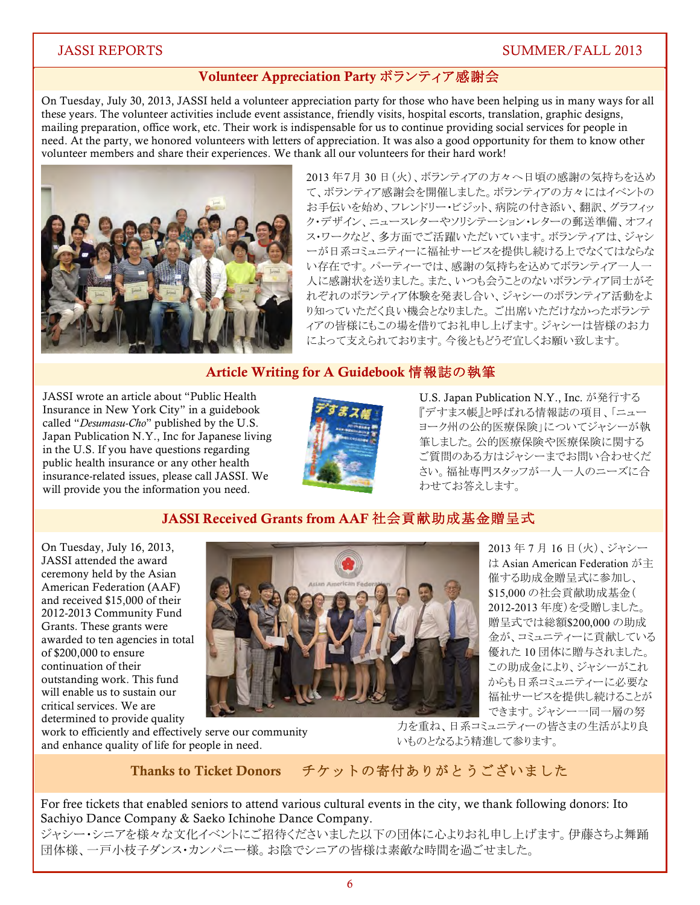## Volunteer Appreciation Party ボランティア感謝会

On Tuesday, July 30, 2013, JASSI held a volunteer appreciation party for those who have been helping us in many ways for all these years. The volunteer activities include event assistance, friendly visits, hospital escorts, translation, graphic designs, mailing preparation, office work, etc. Their work is indispensable for us to continue providing social services for people in need. At the party, we honored volunteers with letters of appreciation. It was also a good opportunity for them to know other volunteer members and share their experiences. We thank all our volunteers for their hard work!

2013年7月30日(火)、ボランティアの方々へ日頃の感謝の気持ちを込めて、ボランティア感謝会を開催しました。ボランティアの方々にはイベントのお手伝いを始め、フレンドリー・ビジット、病院の付き添い、翻訳、グラフィック・デザイン、ニュースレターやソリシテーション・レターの郵送準備、オフィス・ワークなど、多方面でご活躍いただいています。ボランティアは、ジャシーが日系コミュニティーに福祉サービスを提供し続ける上でなくてはならない存在です。パーティーでは、感謝の気持ちを込めてボランティア一人一人に感謝状を送りました。また、いつも会うことのないボランティア同士がそれぞれのボランティア体験を発表し合い、ジャシーのボランティア活動をより知っていただく良い機会となりました。ご出席いただけなかったボランティアの皆様にもこの場を借りてお礼申し上げます。ジャシーは皆様のお力によって支えられております。今後ともどうぞ宜しくお願い致します。

## Article Writing for A Guidebook 情報誌の執筆

JASSI wrote an article about "Public Health Insurance in New York City" in a guidebook called "*Desumasu-Cho*" published by the U.S. Japan Publication N.Y., Inc for Japanese living in the U.S. If you have questions regarding public health insurance or any other health insurance-related issues, please call JASSI. We will provide you the information you need.

U.S. Japan Publication N.Y., Inc. が発行する『デすます帳』と呼ばれる情報誌の項目、「ニューヨーク州の公的医療保険」についてジャシーが執筆しました。公的医療保険や医療保険に関するご質問のある方はジャシーまでお問い合わせください。福祉専門スタッフが一人一人のニーズに合わせてお答えします。

## JASSI Received Grants from AAF 社会貢献助成基金贈呈式

On Tuesday, July 16, 2013, JASSI attended the award ceremony held by the Asian American Federation (AAF) and received $15,000 of their 2012-2013 Community Fund Grants. These grants were awarded to ten agencies in total of $200,000 to ensure continuation of their outstanding work. This fund will enable us to sustain our critical services. We are determined to provide quality work to efficiently and effectively serve our community and enhance quality of life for people in need.

2013年7月16日(火)、ジャシーは Asian American Federation が主催する助成金贈呈式に参加し、$15,000の社会貢献助成基金(2012-2013年度)を受贈しました。贈呈式では総額$200,000の助成金が、コミュニティーに貢献している優れた10団体に贈与されました。この助成金により、ジャシーがこれからも日系コミュニティーに必要な福祉サービスを提供し続けることができます。ジャシー一同一層の努力を重ね、日系コミュニティーの皆さまの生活がより良いものとなるよう精進して参ります。

## Thanks to Ticket Donors チケットの寄付ありがとうございました

For free tickets that enabled seniors to attend various cultural events in the city, we thank following donors: Ito Sachiyo Dance Company & Saeko Ichinohe Dance Company.

ジャシー・シニアを様々な文化イベントにご招待くださいました以下の団体に心よりお礼申し上げます。伊藤さちよ舞踊団体様、一戸小枝子ダンス・カンパニー様。お陰でシニアの皆様は素敵な時間を過ごせました。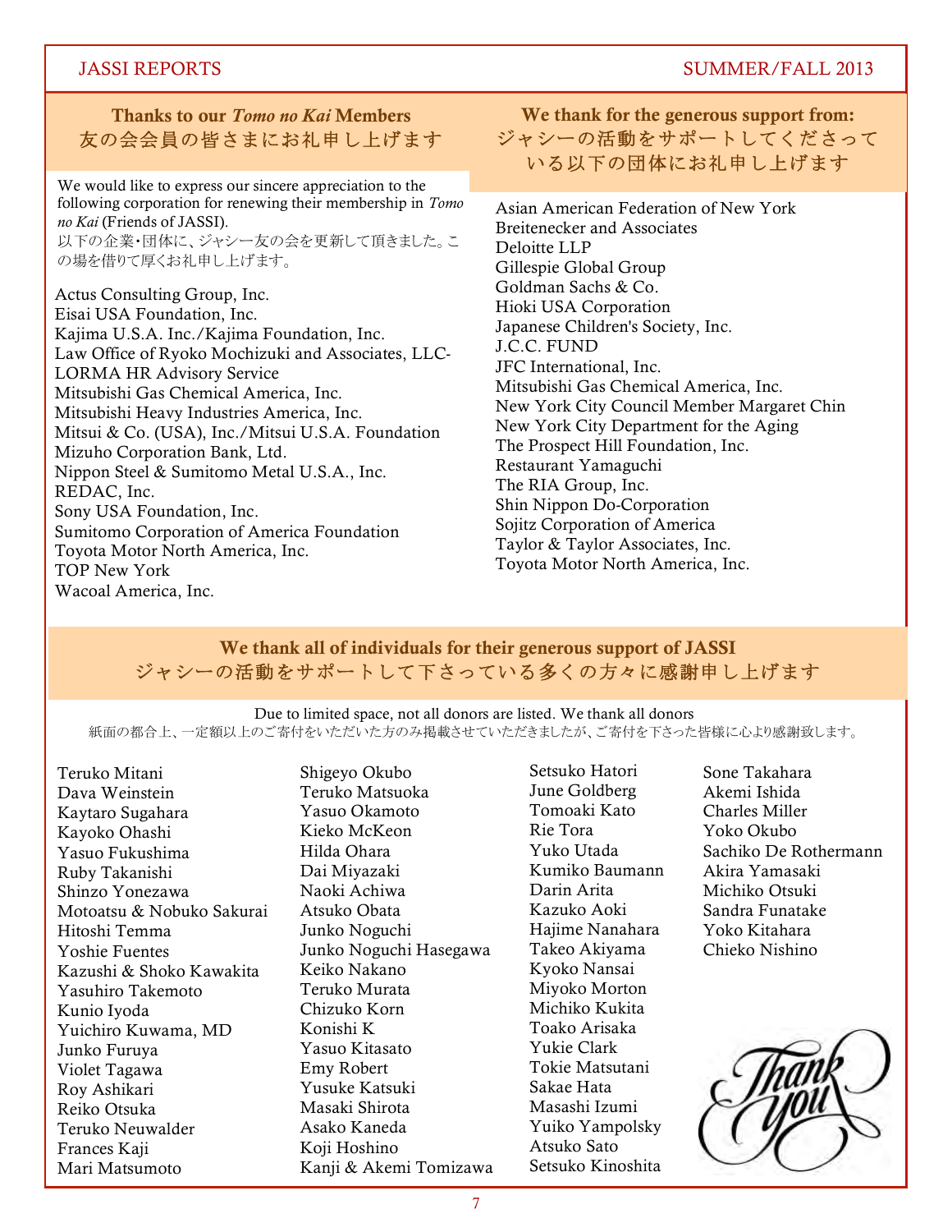## Thanks to our *Tomo no Kai* Members
## 友の会会員の皆さまにお礼申し上げます

We would like to express our sincere appreciation to the following corporation for renewing their membership in *Tomo no Kai* (Friends of JASSI).
以下の企業・団体に、ジャシー友の会を更新して頂きました。この場を借りて厚くお礼申し上げます。

Actus Consulting Group, Inc.
Eisai USA Foundation, Inc.
Kajima U.S.A. Inc./Kajima Foundation, Inc.
Law Office of Ryoko Mochizuki and Associates, LLC-
LORMA HR Advisory Service
Mitsubishi Gas Chemical America, Inc.
Mitsubishi Heavy Industries America, Inc.
Mitsui & Co. (USA), Inc./Mitsui U.S.A. Foundation
Mizuho Corporation Bank, Ltd.
Nippon Steel & Sumitomo Metal U.S.A., Inc.
REDAC, Inc.
Sony USA Foundation, Inc.
Sumitomo Corporation of America Foundation
Toyota Motor North America, Inc.
TOP New York
Wacoal America, Inc.

## We thank for the generous support from:
## ジャシーの活動をサポートしてくださっている以下の団体にお礼申し上げます

Asian American Federation of New York
Breitenecker and Associates
Deloitte LLP
Gillespie Global Group
Goldman Sachs & Co.
Hioki USA Corporation
Japanese Children's Society, Inc.
J.C.C. FUND
JFC International, Inc.
Mitsubishi Gas Chemical America, Inc.
New York City Council Member Margaret Chin
New York City Department for the Aging
The Prospect Hill Foundation, Inc.
Restaurant Yamaguchi
The RIA Group, Inc.
Shin Nippon Do-Corporation
Sojitz Corporation of America
Taylor & Taylor Associates, Inc.
Toyota Motor North America, Inc.

## We thank all of individuals for their generous support of JASSI
## ジャシーの活動をサポートして下さっている多くの方々に感謝申し上げます

Due to limited space, not all donors are listed. We thank all donors
紙面の都合上、一定額以上のご寄付をいただいた方のみ掲載させていただきましたが、ご寄付を下さった皆様に心より感謝致します。

Teruko Mitani
Dava Weinstein
Kaytaro Sugahara
Kayoko Ohashi
Yasuo Fukushima
Ruby Takanishi
Shinzo Yonezawa
Motoatsu & Nobuko Sakurai
Hitoshi Temma
Yoshie Fuentes
Kazushi & Shoko Kawakita
Yasuhiro Takemoto
Kunio Iyoda
Yuichiro Kuwama, MD
Junko Furuya
Violet Tagawa
Roy Ashikari
Reiko Otsuka
Teruko Neuwalder
Frances Kaji
Mari Matsumoto
Shigeyo Okubo
Teruko Matsuoka
Yasuo Okamoto
Kieko McKeon
Hilda Ohara
Dai Miyazaki
Naoki Achiwa
Atsuko Obata
Junko Noguchi
Junko Noguchi Hasegawa
Keiko Nakano
Teruko Murata
Chizuko Korn
Konishi K
Yasuo Kitasato
Emy Robert
Yusuke Katsuki
Masaki Shirota
Asako Kaneda
Koji Hoshino
Kanji & Akemi Tomizawa
Setsuko Hatori
June Goldberg
Tomoaki Kato
Rie Tora
Yuko Utada
Kumiko Baumann
Darin Arita
Kazuko Aoki
Hajime Nanahara
Takeo Akiyama
Kyoko Nansai
Miyoko Morton
Michiko Kukita
Toako Arisaka
Yukie Clark
Tokie Matsutani
Sakae Hata
Masashi Izumi
Yuiko Yampolsky
Atsuko Sato
Setsuko Kinoshita
Sone Takahara
Akemi Ishida
Charles Miller
Yoko Okubo
Sachiko De Rothermann
Akira Yamasaki
Michiko Otsuki
Sandra Funatake
Yoko Kitahara
Chieko Nishino

Thank you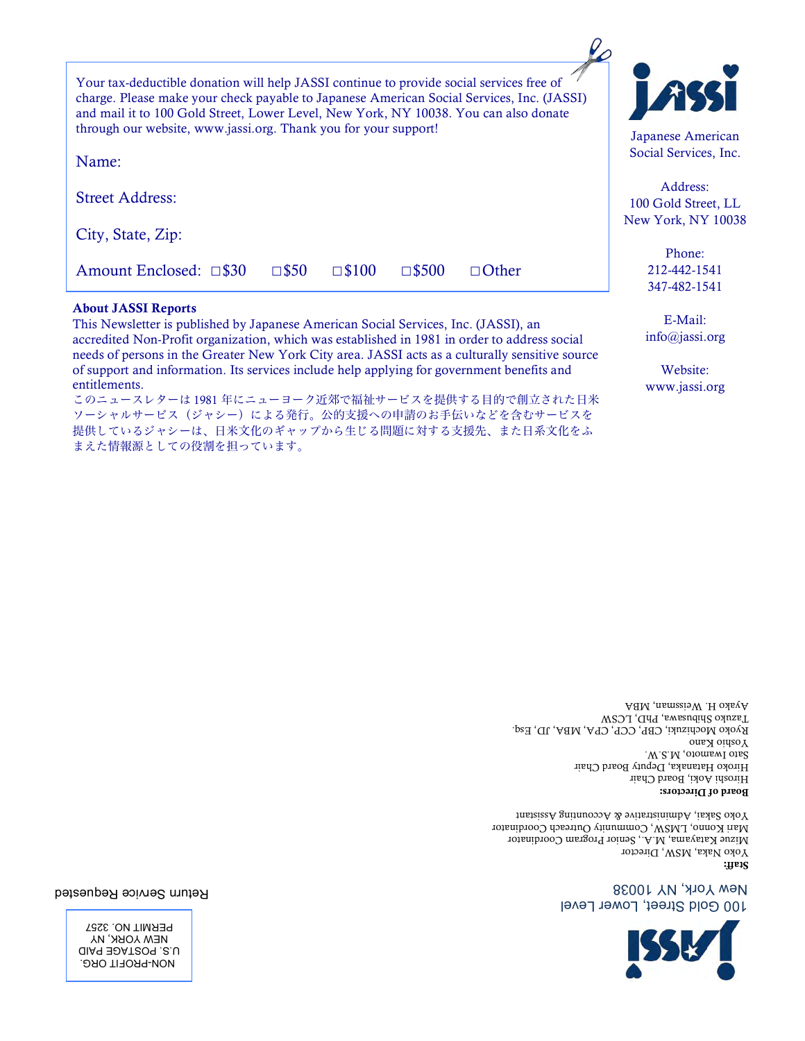Your tax-deductible donation will help JASSI continue to provide social services free of charge. Please make your check payable to Japanese American Social Services, Inc. (JASSI) and mail it to 100 Gold Street, Lower Level, New York, NY 10038. You can also donate through our website, www.jassi.org. Thank you for your support!

Name:

Street Address:

City, State, Zip:

Amount Enclosed: □$30 □$50 □$100 □$500 □Other

Japanese American Social Services, Inc.

Address:
100 Gold Street, LL
New York, NY 10038

Phone:
212-442-1541
347-482-1541

E-Mail:
info@jassi.org

Website:
www.jassi.org

**About JASSI Reports**

This Newsletter is published by Japanese American Social Services, Inc. (JASSI), an accredited Non-Profit organization, which was established in 1981 in order to address social needs of persons in the Greater New York City area. JASSI acts as a culturally sensitive source of support and information. Its services include help applying for government benefits and entitlements.

このニュースレターは1981年にニューヨーク近郊で福祉サービスを提供する目的で創立された日米ソーシャルサービス（ジャシー）による発行。公的支援への申請のお手伝いなどを含むサービスを提供しているジャシーは、日米文化のギャップから生じる問題に対する支援先、また日系文化をふまえた情報源としての役割を担っています。

100 Gold Street, Lower Level
New York, NY 10038

**Staff:**
Yoko Naka, MSW, Director
Mizue Katayama, M.A., Senior Program Coordinator
Mari Konno, LMSW, Community Outreach Coordinator
Yoko Sakai, Administrative & Accounting Assistant

**Board of Directors:**
Hiroshi Aoki, Board Chair
Hiroko Hatanaka, Deputy Board Chair
Sato Iwamoto, M.S.W.
Yoshio Kano
Ryoko Mochizuki, CBP, CCP, CPA, MBA, JD, Esq.
Tazuko Shibusawa, PhD, LCSW
Ayako H. Weissman, MBA

NON-PROFIT ORG.
U.S. POSTAGE PAID
NEW YORK, NY
PERMIT NO. 3257

Return Service Requested